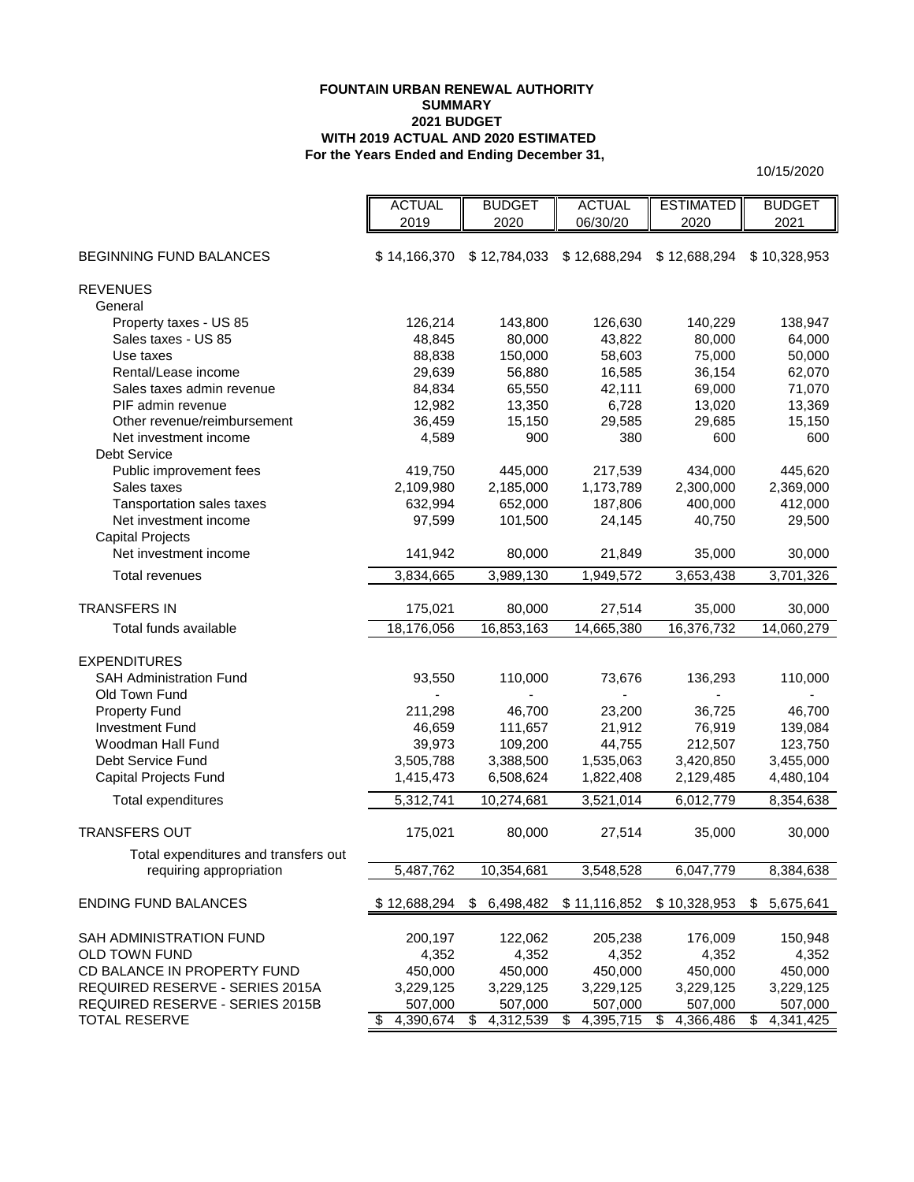**FOUNTAIN URBAN RENEWAL AUTHORITY**
**SUMMARY**
**2021 BUDGET**
**WITH 2019 ACTUAL AND 2020 ESTIMATED**
**For the Years Ended and Ending December 31,**

10/15/2020

| | ACTUAL 2019 | BUDGET 2020 | ACTUAL 06/30/20 | ESTIMATED 2020 | BUDGET 2021 |
|---|---|---|---|---|---|
| BEGINNING FUND BALANCES | $ 14,166,370 | $ 12,784,033 | $ 12,688,294 | $ 12,688,294 | $ 10,328,953 |
| REVENUES | | | | | |
| General | | | | | |
| Property taxes - US 85 | 126,214 | 143,800 | 126,630 | 140,229 | 138,947 |
| Sales taxes - US 85 | 48,845 | 80,000 | 43,822 | 80,000 | 64,000 |
| Use taxes | 88,838 | 150,000 | 58,603 | 75,000 | 50,000 |
| Rental/Lease income | 29,639 | 56,880 | 16,585 | 36,154 | 62,070 |
| Sales taxes admin revenue | 84,834 | 65,550 | 42,111 | 69,000 | 71,070 |
| PIF admin revenue | 12,982 | 13,350 | 6,728 | 13,020 | 13,369 |
| Other revenue/reimbursement | 36,459 | 15,150 | 29,585 | 29,685 | 15,150 |
| Net investment income | 4,589 | 900 | 380 | 600 | 600 |
| Debt Service | | | | | |
| Public improvement fees | 419,750 | 445,000 | 217,539 | 434,000 | 445,620 |
| Sales taxes | 2,109,980 | 2,185,000 | 1,173,789 | 2,300,000 | 2,369,000 |
| Tansportation sales taxes | 632,994 | 652,000 | 187,806 | 400,000 | 412,000 |
| Net investment income | 97,599 | 101,500 | 24,145 | 40,750 | 29,500 |
| Capital Projects | | | | | |
| Net investment income | 141,942 | 80,000 | 21,849 | 35,000 | 30,000 |
| Total revenues | 3,834,665 | 3,989,130 | 1,949,572 | 3,653,438 | 3,701,326 |
| TRANSFERS IN | 175,021 | 80,000 | 27,514 | 35,000 | 30,000 |
| Total funds available | 18,176,056 | 16,853,163 | 14,665,380 | 16,376,732 | 14,060,279 |
| EXPENDITURES | | | | | |
| SAH Administration Fund | 93,550 | 110,000 | 73,676 | 136,293 | 110,000 |
| Old Town Fund | - | - | - | - | - |
| Property Fund | 211,298 | 46,700 | 23,200 | 36,725 | 46,700 |
| Investment Fund | 46,659 | 111,657 | 21,912 | 76,919 | 139,084 |
| Woodman Hall Fund | 39,973 | 109,200 | 44,755 | 212,507 | 123,750 |
| Debt Service Fund | 3,505,788 | 3,388,500 | 1,535,063 | 3,420,850 | 3,455,000 |
| Capital Projects Fund | 1,415,473 | 6,508,624 | 1,822,408 | 2,129,485 | 4,480,104 |
| Total expenditures | 5,312,741 | 10,274,681 | 3,521,014 | 6,012,779 | 8,354,638 |
| TRANSFERS OUT | 175,021 | 80,000 | 27,514 | 35,000 | 30,000 |
| Total expenditures and transfers out requiring appropriation | 5,487,762 | 10,354,681 | 3,548,528 | 6,047,779 | 8,384,638 |
| ENDING FUND BALANCES | $ 12,688,294 | $ 6,498,482 | $ 11,116,852 | $ 10,328,953 | $ 5,675,641 |
| SAH ADMINISTRATION FUND | 200,197 | 122,062 | 205,238 | 176,009 | 150,948 |
| OLD TOWN FUND | 4,352 | 4,352 | 4,352 | 4,352 | 4,352 |
| CD BALANCE IN PROPERTY FUND | 450,000 | 450,000 | 450,000 | 450,000 | 450,000 |
| REQUIRED RESERVE - SERIES 2015A | 3,229,125 | 3,229,125 | 3,229,125 | 3,229,125 | 3,229,125 |
| REQUIRED RESERVE - SERIES 2015B | 507,000 | 507,000 | 507,000 | 507,000 | 507,000 |
| TOTAL RESERVE | $ 4,390,674 | $ 4,312,539 | $ 4,395,715 | $ 4,366,486 | $ 4,341,425 |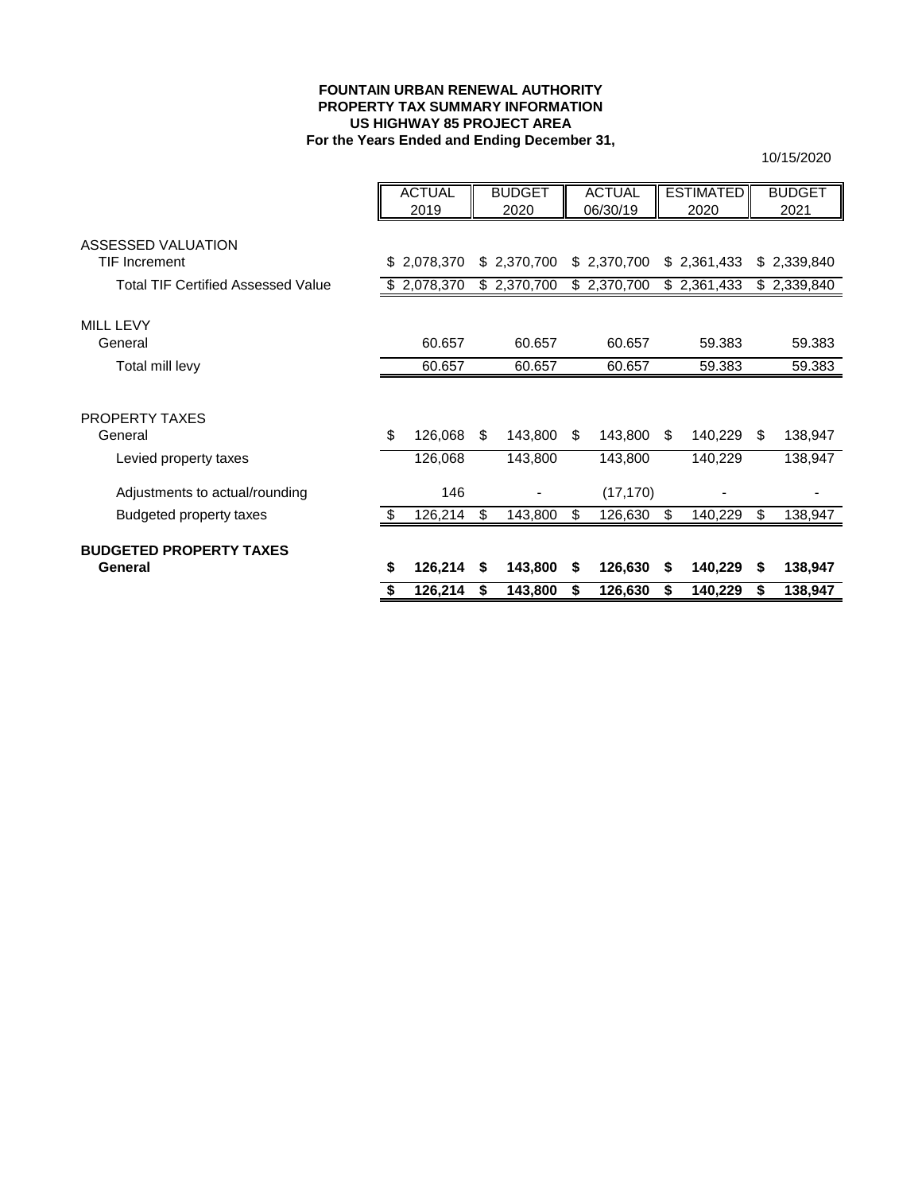**FOUNTAIN URBAN RENEWAL AUTHORITY**
**PROPERTY TAX SUMMARY INFORMATION**
**US HIGHWAY 85 PROJECT AREA**
**For the Years Ended and Ending December 31,**

10/15/2020

| | ACTUAL 2019 | BUDGET 2020 | ACTUAL 06/30/19 | ESTIMATED 2020 | BUDGET 2021 |
|---|---|---|---|---|---|
| ASSESSED VALUATION | | | | | |
| TIF Increment | $ 2,078,370 | $ 2,370,700 | $ 2,370,700 | $ 2,361,433 | $ 2,339,840 |
| Total TIF Certified Assessed Value | $ 2,078,370 | $ 2,370,700 | $ 2,370,700 | $ 2,361,433 | $ 2,339,840 |
| MILL LEVY | | | | | |
| General | 60.657 | 60.657 | 60.657 | 59.383 | 59.383 |
| Total mill levy | 60.657 | 60.657 | 60.657 | 59.383 | 59.383 |
| PROPERTY TAXES | | | | | |
| General | $ 126,068 | $ 143,800 | $ 143,800 | $ 140,229 | $ 138,947 |
| Levied property taxes | 126,068 | 143,800 | 143,800 | 140,229 | 138,947 |
| Adjustments to actual/rounding | 146 | - | (17,170) | - | - |
| Budgeted property taxes | $ 126,214 | $ 143,800 | $ 126,630 | $ 140,229 | $ 138,947 |
| **BUDGETED PROPERTY TAXES** | | | | | |
| **General** | **$ 126,214** | **$ 143,800** | **$ 126,630** | **$ 140,229** | **$ 138,947** |
| | **$ 126,214** | **$ 143,800** | **$ 126,630** | **$ 140,229** | **$ 138,947** |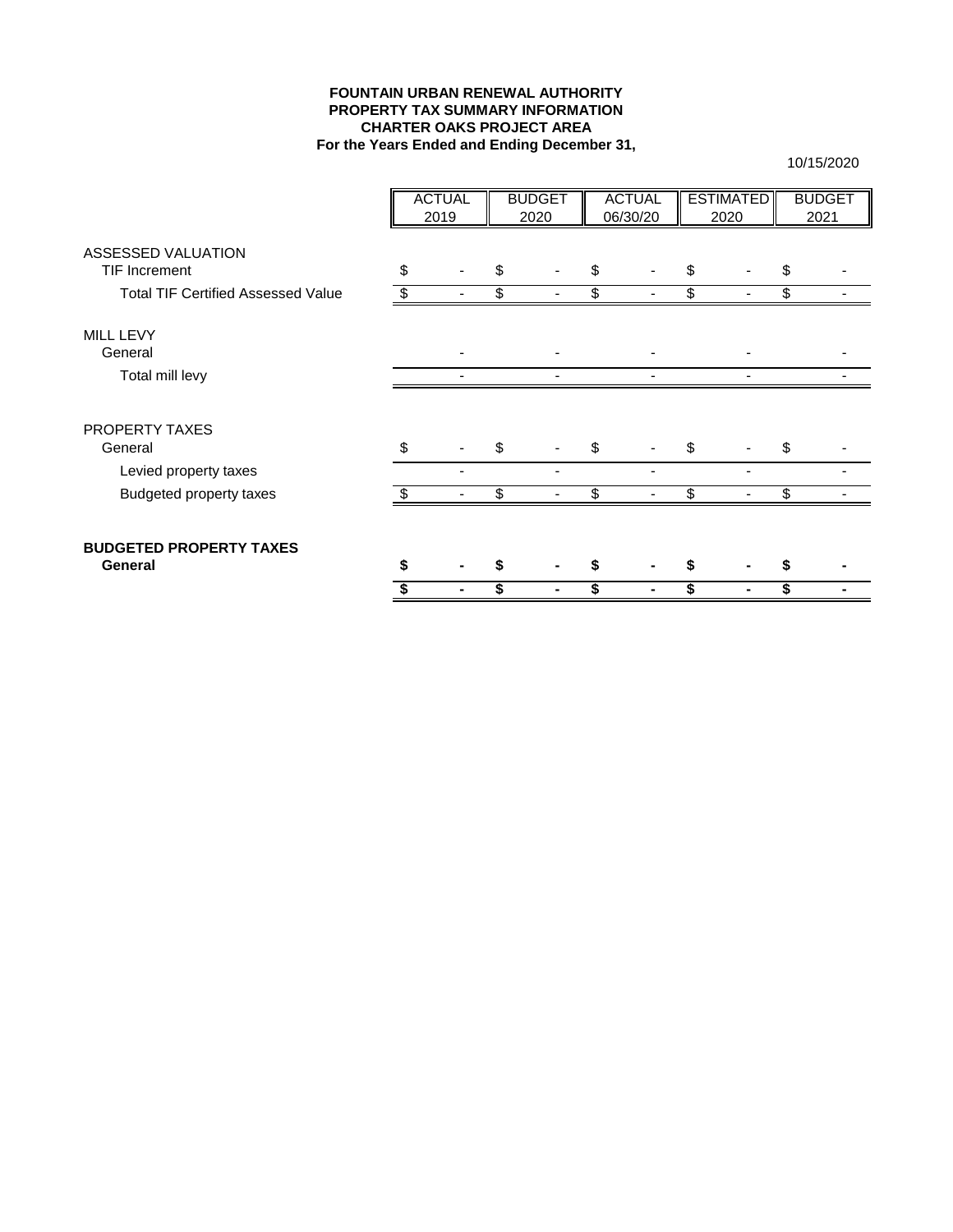**FOUNTAIN URBAN RENEWAL AUTHORITY**
**PROPERTY TAX SUMMARY INFORMATION**
**CHARTER OAKS PROJECT AREA**
**For the Years Ended and Ending December 31,**

10/15/2020

| | ACTUAL 2019 | BUDGET 2020 | ACTUAL 06/30/20 | ESTIMATED 2020 | BUDGET 2021 |
|---|---|---|---|---|---|
| ASSESSED VALUATION | | | | | |
| TIF Increment | $ - | $ - | $ - | $ - | $ - |
| Total TIF Certified Assessed Value | $ - | $ - | $ - | $ - | $ - |
| MILL LEVY | | | | | |
| General | - | - | - | - | - |
| Total mill levy | - | - | - | - | - |
| PROPERTY TAXES | | | | | |
| General | $ - | $ - | $ - | $ - | $ - |
| Levied property taxes | - | - | - | - | - |
| Budgeted property taxes | $ - | $ - | $ - | $ - | $ - |
| **BUDGETED PROPERTY TAXES** | | | | | |
| **General** | **$ -** | **$ -** | **$ -** | **$ -** | **$ -** |
| | **$ -** | **$ -** | **$ -** | **$ -** | **$ -** |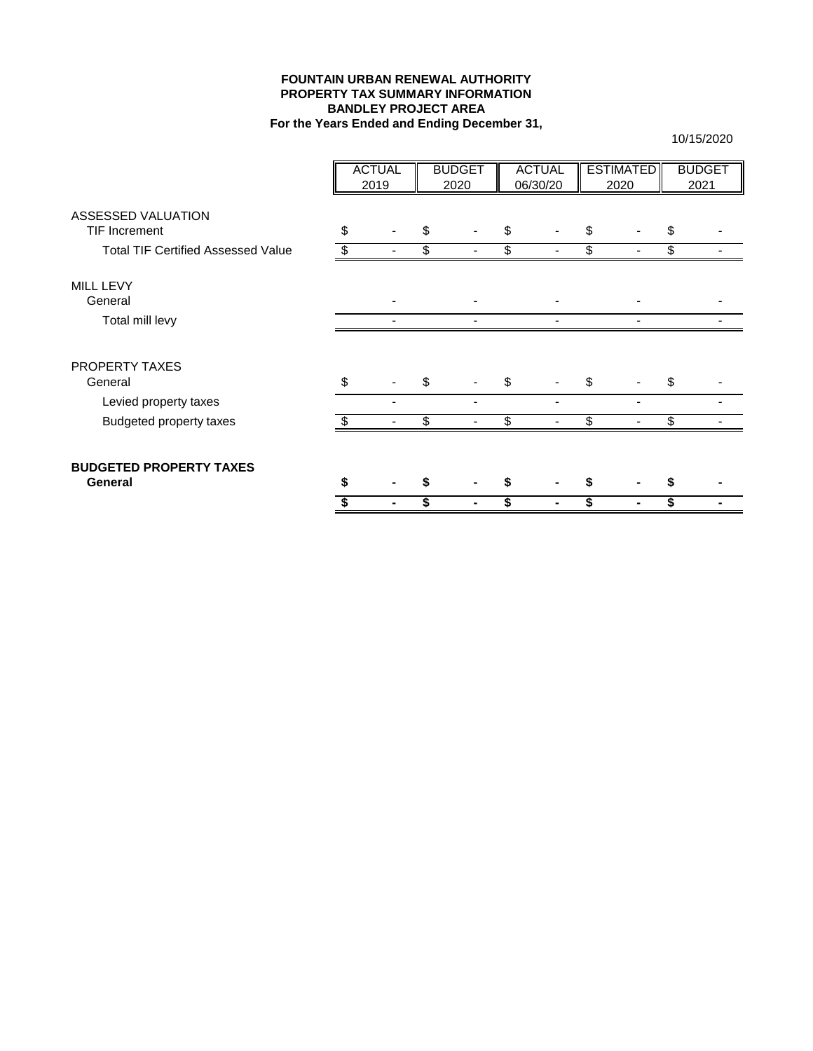**FOUNTAIN URBAN RENEWAL AUTHORITY**
**PROPERTY TAX SUMMARY INFORMATION**
**BANDLEY PROJECT AREA**
**For the Years Ended and Ending December 31,**

10/15/2020

| | ACTUAL 2019 | BUDGET 2020 | ACTUAL 06/30/20 | ESTIMATED 2020 | BUDGET 2021 |
|---|---|---|---|---|---|
| ASSESSED VALUATION | | | | | |
| TIF Increment | $ - | $ - | $ - | $ - | $ - |
| Total TIF Certified Assessed Value | $ - | $ - | $ - | $ - | $ - |
| MILL LEVY | | | | | |
| General | - | - | - | - | - |
| Total mill levy | - | - | - | - | - |
| PROPERTY TAXES | | | | | |
| General | $ - | $ - | $ - | $ - | $ - |
| Levied property taxes | - | - | - | - | - |
| Budgeted property taxes | $ - | $ - | $ - | $ - | $ - |
| **BUDGETED PROPERTY TAXES** | | | | | |
| **General** | **$ -** | **$ -** | **$ -** | **$ -** | **$ -** |
| | **$ -** | **$ -** | **$ -** | **$ -** | **$ -** |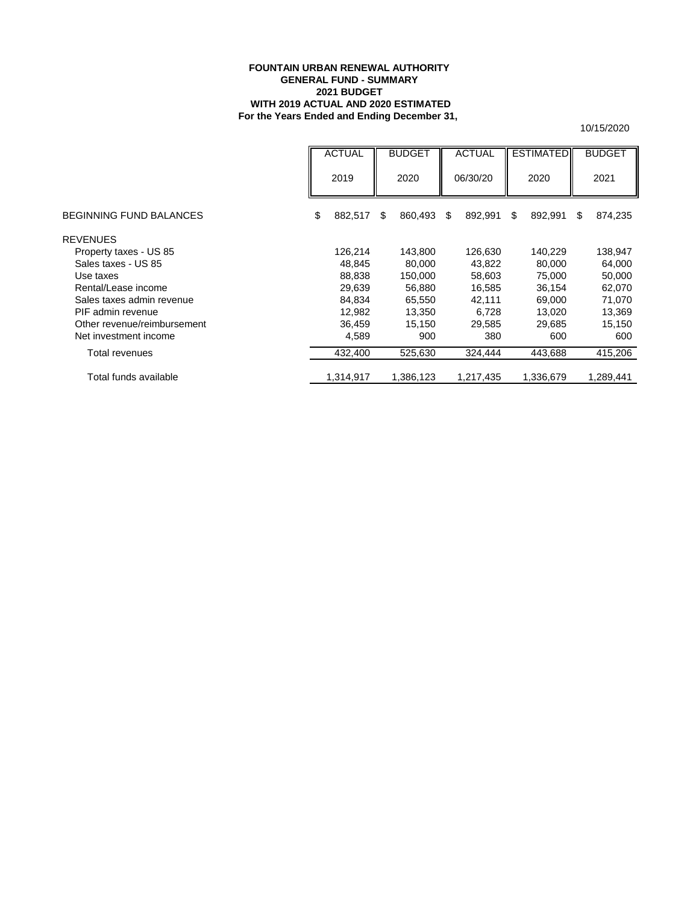**FOUNTAIN URBAN RENEWAL AUTHORITY**
**GENERAL FUND - SUMMARY**
**2021 BUDGET**
**WITH 2019 ACTUAL AND 2020 ESTIMATED**
**For the Years Ended and Ending December 31,**

10/15/2020

| | ACTUAL 2019 | BUDGET 2020 | ACTUAL 06/30/20 | ESTIMATED 2020 | BUDGET 2021 |
|---|---|---|---|---|---|
| BEGINNING FUND BALANCES | $ 882,517 | $ 860,493 | $ 892,991 | $ 892,991 | $ 874,235 |
| REVENUES | | | | | |
| Property taxes - US 85 | 126,214 | 143,800 | 126,630 | 140,229 | 138,947 |
| Sales taxes - US 85 | 48,845 | 80,000 | 43,822 | 80,000 | 64,000 |
| Use taxes | 88,838 | 150,000 | 58,603 | 75,000 | 50,000 |
| Rental/Lease income | 29,639 | 56,880 | 16,585 | 36,154 | 62,070 |
| Sales taxes admin revenue | 84,834 | 65,550 | 42,111 | 69,000 | 71,070 |
| PIF admin revenue | 12,982 | 13,350 | 6,728 | 13,020 | 13,369 |
| Other revenue/reimbursement | 36,459 | 15,150 | 29,585 | 29,685 | 15,150 |
| Net investment income | 4,589 | 900 | 380 | 600 | 600 |
| Total revenues | 432,400 | 525,630 | 324,444 | 443,688 | 415,206 |
| Total funds available | 1,314,917 | 1,386,123 | 1,217,435 | 1,336,679 | 1,289,441 |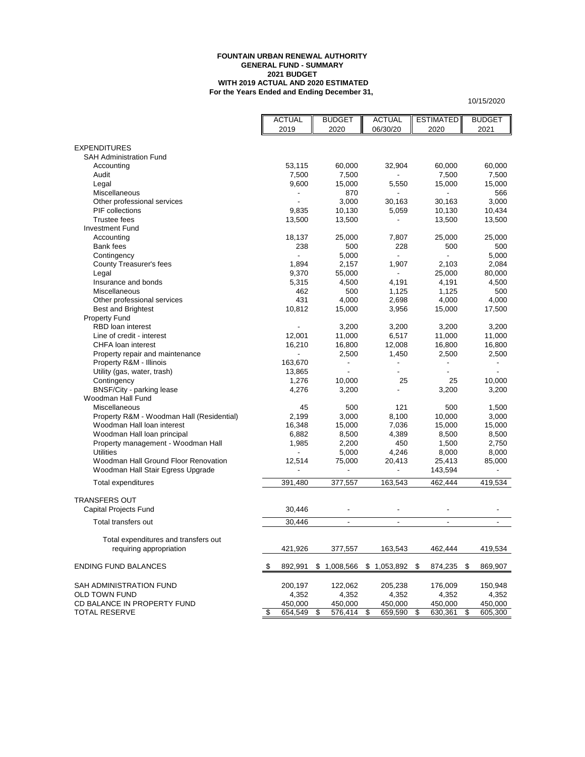**FOUNTAIN URBAN RENEWAL AUTHORITY**
**GENERAL FUND - SUMMARY**
**2021 BUDGET**
**WITH 2019 ACTUAL AND 2020 ESTIMATED**
**For the Years Ended and Ending December 31,**

10/15/2020

| | ACTUAL 2019 | BUDGET 2020 | ACTUAL 06/30/20 | ESTIMATED 2020 | BUDGET 2021 |
|---|---|---|---|---|---|
| EXPENDITURES | | | | | |
| SAH Administration Fund | | | | | |
| Accounting | 53,115 | 60,000 | 32,904 | 60,000 | 60,000 |
| Audit | 7,500 | 7,500 | - | 7,500 | 7,500 |
| Legal | 9,600 | 15,000 | 5,550 | 15,000 | 15,000 |
| Miscellaneous | - | 870 | - | - | 566 |
| Other professional services | - | 3,000 | 30,163 | 30,163 | 3,000 |
| PIF collections | 9,835 | 10,130 | 5,059 | 10,130 | 10,434 |
| Trustee fees | 13,500 | 13,500 | - | 13,500 | 13,500 |
| Investment Fund | | | | | |
| Accounting | 18,137 | 25,000 | 7,807 | 25,000 | 25,000 |
| Bank fees | 238 | 500 | 228 | 500 | 500 |
| Contingency | - | 5,000 | - | - | 5,000 |
| County Treasurer's fees | 1,894 | 2,157 | 1,907 | 2,103 | 2,084 |
| Legal | 9,370 | 55,000 | - | 25,000 | 80,000 |
| Insurance and bonds | 5,315 | 4,500 | 4,191 | 4,191 | 4,500 |
| Miscellaneous | 462 | 500 | 1,125 | 1,125 | 500 |
| Other professional services | 431 | 4,000 | 2,698 | 4,000 | 4,000 |
| Best and Brightest | 10,812 | 15,000 | 3,956 | 15,000 | 17,500 |
| Property Fund | | | | | |
| RBD loan interest | - | 3,200 | 3,200 | 3,200 | 3,200 |
| Line of credit - interest | 12,001 | 11,000 | 6,517 | 11,000 | 11,000 |
| CHFA loan interest | 16,210 | 16,800 | 12,008 | 16,800 | 16,800 |
| Property repair and maintenance | - | 2,500 | 1,450 | 2,500 | 2,500 |
| Property R&M - Illinois | 163,670 | - | - | - | - |
| Utility (gas, water, trash) | 13,865 | - | - | - | - |
| Contingency | 1,276 | 10,000 | 25 | 25 | 10,000 |
| BNSF/City - parking lease | 4,276 | 3,200 | - | 3,200 | 3,200 |
| Woodman Hall Fund | | | | | |
| Miscellaneous | 45 | 500 | 121 | 500 | 1,500 |
| Property R&M - Woodman Hall (Residential) | 2,199 | 3,000 | 8,100 | 10,000 | 3,000 |
| Woodman Hall loan interest | 16,348 | 15,000 | 7,036 | 15,000 | 15,000 |
| Woodman Hall loan principal | 6,882 | 8,500 | 4,389 | 8,500 | 8,500 |
| Property management - Woodman Hall | 1,985 | 2,200 | 450 | 1,500 | 2,750 |
| Utilities | - | 5,000 | 4,246 | 8,000 | 8,000 |
| Woodman Hall Ground Floor Renovation | 12,514 | 75,000 | 20,413 | 25,413 | 85,000 |
| Woodman Hall Stair Egress Upgrade | - | - | - | 143,594 | - |
| Total expenditures | 391,480 | 377,557 | 163,543 | 462,444 | 419,534 |
| TRANSFERS OUT | | | | | |
| Capital Projects Fund | 30,446 | - | - | - | - |
| Total transfers out | 30,446 | - | - | - | - |
| Total expenditures and transfers out requiring appropriation | 421,926 | 377,557 | 163,543 | 462,444 | 419,534 |
| ENDING FUND BALANCES | $ 892,991 | $ 1,008,566 | $ 1,053,892 | $ 874,235 | $ 869,907 |
| SAH ADMINISTRATION FUND | 200,197 | 122,062 | 205,238 | 176,009 | 150,948 |
| OLD TOWN FUND | 4,352 | 4,352 | 4,352 | 4,352 | 4,352 |
| CD BALANCE IN PROPERTY FUND | 450,000 | 450,000 | 450,000 | 450,000 | 450,000 |
| TOTAL RESERVE | $ 654,549 | $ 576,414 | $ 659,590 | $ 630,361 | $ 605,300 |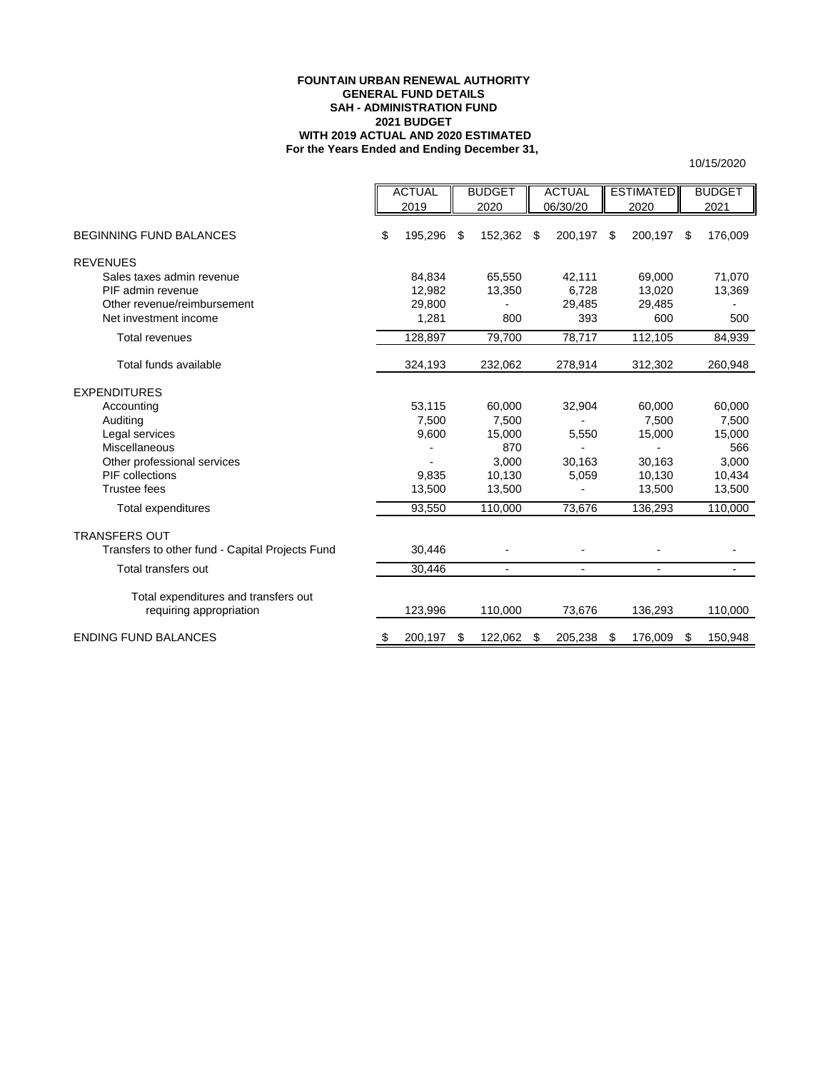**FOUNTAIN URBAN RENEWAL AUTHORITY**
**GENERAL FUND DETAILS**
**SAH - ADMINISTRATION FUND**
**2021 BUDGET**
**WITH 2019 ACTUAL AND 2020 ESTIMATED**
**For the Years Ended and Ending December 31,**

10/15/2020

| | ACTUAL 2019 | BUDGET 2020 | ACTUAL 06/30/20 | ESTIMATED 2020 | BUDGET 2021 |
|---|---|---|---|---|---|
| BEGINNING FUND BALANCES | $ 195,296 | $ 152,362 | $ 200,197 | $ 200,197 | $ 176,009 |
| REVENUES | | | | | |
| Sales taxes admin revenue | 84,834 | 65,550 | 42,111 | 69,000 | 71,070 |
| PIF admin revenue | 12,982 | 13,350 | 6,728 | 13,020 | 13,369 |
| Other revenue/reimbursement | 29,800 | - | 29,485 | 29,485 | - |
| Net investment income | 1,281 | 800 | 393 | 600 | 500 |
| Total revenues | 128,897 | 79,700 | 78,717 | 112,105 | 84,939 |
| Total funds available | 324,193 | 232,062 | 278,914 | 312,302 | 260,948 |
| EXPENDITURES | | | | | |
| Accounting | 53,115 | 60,000 | 32,904 | 60,000 | 60,000 |
| Auditing | 7,500 | 7,500 | - | 7,500 | 7,500 |
| Legal services | 9,600 | 15,000 | 5,550 | 15,000 | 15,000 |
| Miscellaneous | - | 870 | - | - | 566 |
| Other professional services | - | 3,000 | 30,163 | 30,163 | 3,000 |
| PIF collections | 9,835 | 10,130 | 5,059 | 10,130 | 10,434 |
| Trustee fees | 13,500 | 13,500 | - | 13,500 | 13,500 |
| Total expenditures | 93,550 | 110,000 | 73,676 | 136,293 | 110,000 |
| TRANSFERS OUT | | | | | |
| Transfers to other fund - Capital Projects Fund | 30,446 | - | - | - | - |
| Total transfers out | 30,446 | - | - | - | - |
| Total expenditures and transfers out requiring appropriation | 123,996 | 110,000 | 73,676 | 136,293 | 110,000 |
| ENDING FUND BALANCES | $ 200,197 | $ 122,062 | $ 205,238 | $ 176,009 | $ 150,948 |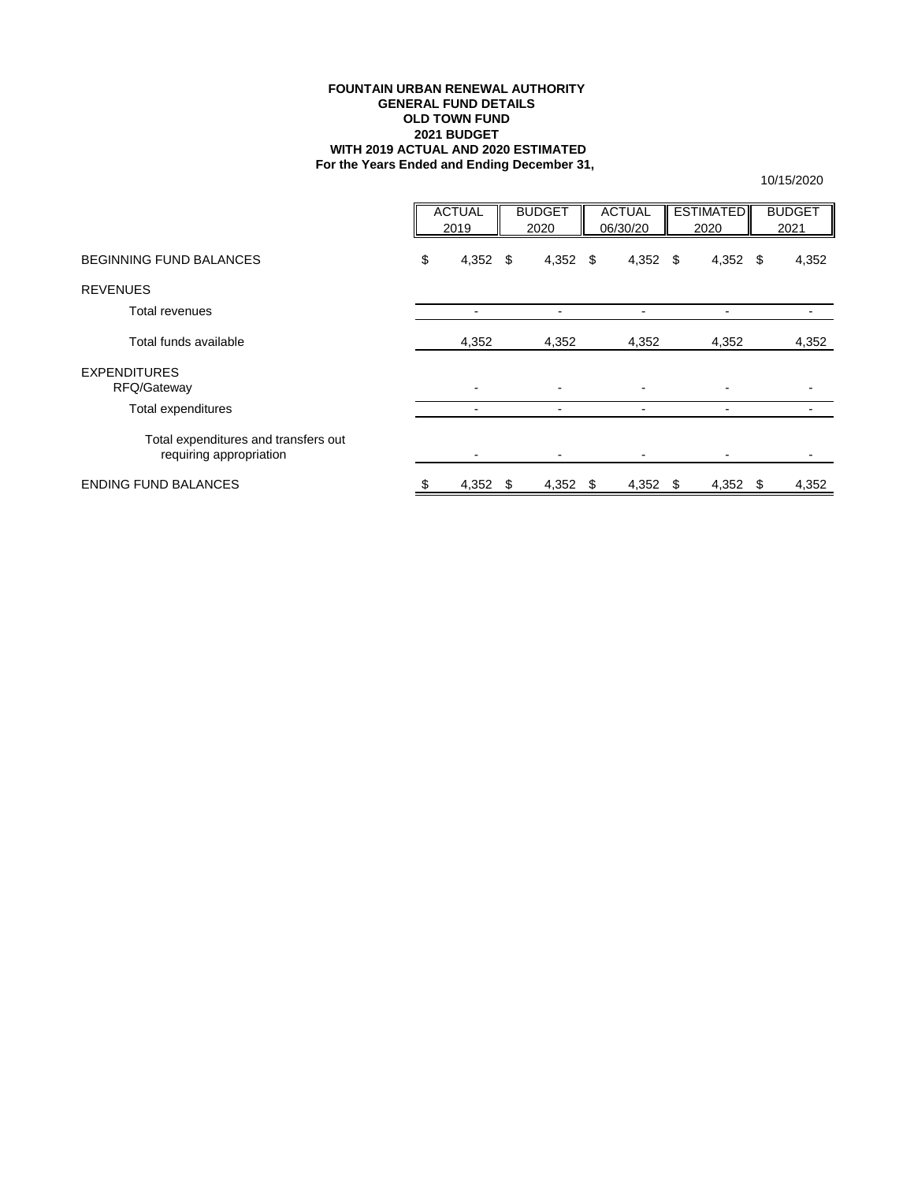**FOUNTAIN URBAN RENEWAL AUTHORITY**
**GENERAL FUND DETAILS**
**OLD TOWN FUND**
**2021 BUDGET**
**WITH 2019 ACTUAL AND 2020 ESTIMATED**
**For the Years Ended and Ending December 31,**

10/15/2020

| | ACTUAL 2019 | BUDGET 2020 | ACTUAL 06/30/20 | ESTIMATED 2020 | BUDGET 2021 |
|---|---|---|---|---|---|
| BEGINNING FUND BALANCES | $ 4,352 | $ 4,352 | $ 4,352 | $ 4,352 | $ 4,352 |
| REVENUES | | | | | |
| Total revenues | - | - | - | - | - |
| Total funds available | 4,352 | 4,352 | 4,352 | 4,352 | 4,352 |
| EXPENDITURES | | | | | |
| RFQ/Gateway | - | - | - | - | - |
| Total expenditures | - | - | - | - | - |
| Total expenditures and transfers out requiring appropriation | - | - | - | - | - |
| ENDING FUND BALANCES | $ 4,352 | $ 4,352 | $ 4,352 | $ 4,352 | $ 4,352 |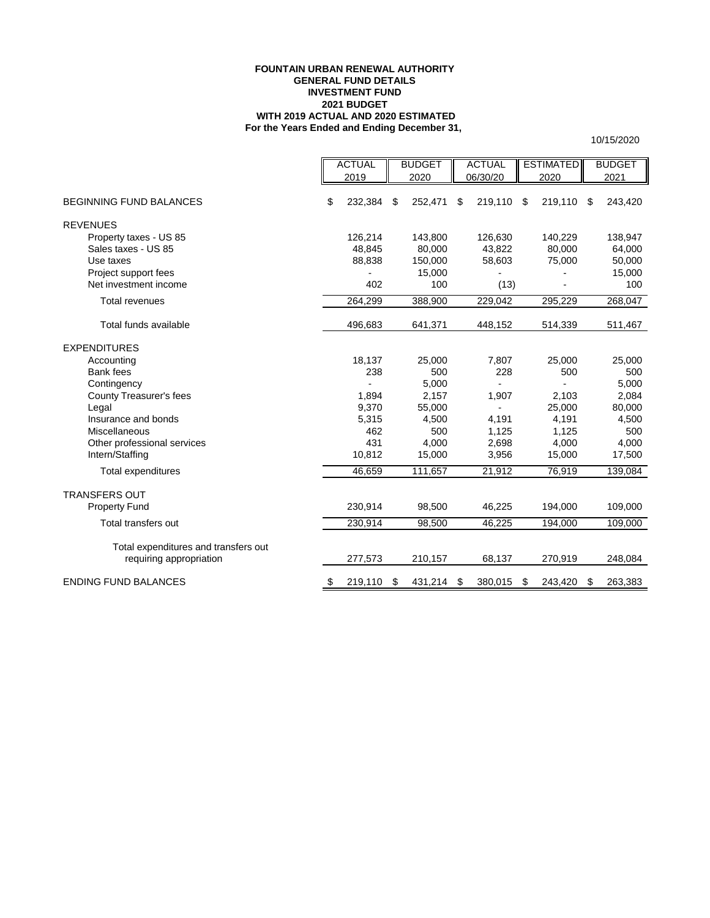**FOUNTAIN URBAN RENEWAL AUTHORITY**
**GENERAL FUND DETAILS**
**INVESTMENT FUND**
**2021 BUDGET**
**WITH 2019 ACTUAL AND 2020 ESTIMATED**
**For the Years Ended and Ending December 31,**

10/15/2020

| | ACTUAL 2019 | BUDGET 2020 | ACTUAL 06/30/20 | ESTIMATED 2020 | BUDGET 2021 |
|---|---|---|---|---|---|
| BEGINNING FUND BALANCES | $ 232,384 | $ 252,471 | $ 219,110 | $ 219,110 | $ 243,420 |
| REVENUES | | | | | |
| Property taxes - US 85 | 126,214 | 143,800 | 126,630 | 140,229 | 138,947 |
| Sales taxes - US 85 | 48,845 | 80,000 | 43,822 | 80,000 | 64,000 |
| Use taxes | 88,838 | 150,000 | 58,603 | 75,000 | 50,000 |
| Project support fees | - | 15,000 | - | - | 15,000 |
| Net investment income | 402 | 100 | (13) | - | 100 |
| Total revenues | 264,299 | 388,900 | 229,042 | 295,229 | 268,047 |
| Total funds available | 496,683 | 641,371 | 448,152 | 514,339 | 511,467 |
| EXPENDITURES | | | | | |
| Accounting | 18,137 | 25,000 | 7,807 | 25,000 | 25,000 |
| Bank fees | 238 | 500 | 228 | 500 | 500 |
| Contingency | - | 5,000 | - | - | 5,000 |
| County Treasurer's fees | 1,894 | 2,157 | 1,907 | 2,103 | 2,084 |
| Legal | 9,370 | 55,000 | - | 25,000 | 80,000 |
| Insurance and bonds | 5,315 | 4,500 | 4,191 | 4,191 | 4,500 |
| Miscellaneous | 462 | 500 | 1,125 | 1,125 | 500 |
| Other professional services | 431 | 4,000 | 2,698 | 4,000 | 4,000 |
| Intern/Staffing | 10,812 | 15,000 | 3,956 | 15,000 | 17,500 |
| Total expenditures | 46,659 | 111,657 | 21,912 | 76,919 | 139,084 |
| TRANSFERS OUT | | | | | |
| Property Fund | 230,914 | 98,500 | 46,225 | 194,000 | 109,000 |
| Total transfers out | 230,914 | 98,500 | 46,225 | 194,000 | 109,000 |
| Total expenditures and transfers out requiring appropriation | 277,573 | 210,157 | 68,137 | 270,919 | 248,084 |
| ENDING FUND BALANCES | $ 219,110 | $ 431,214 | $ 380,015 | $ 243,420 | $ 263,383 |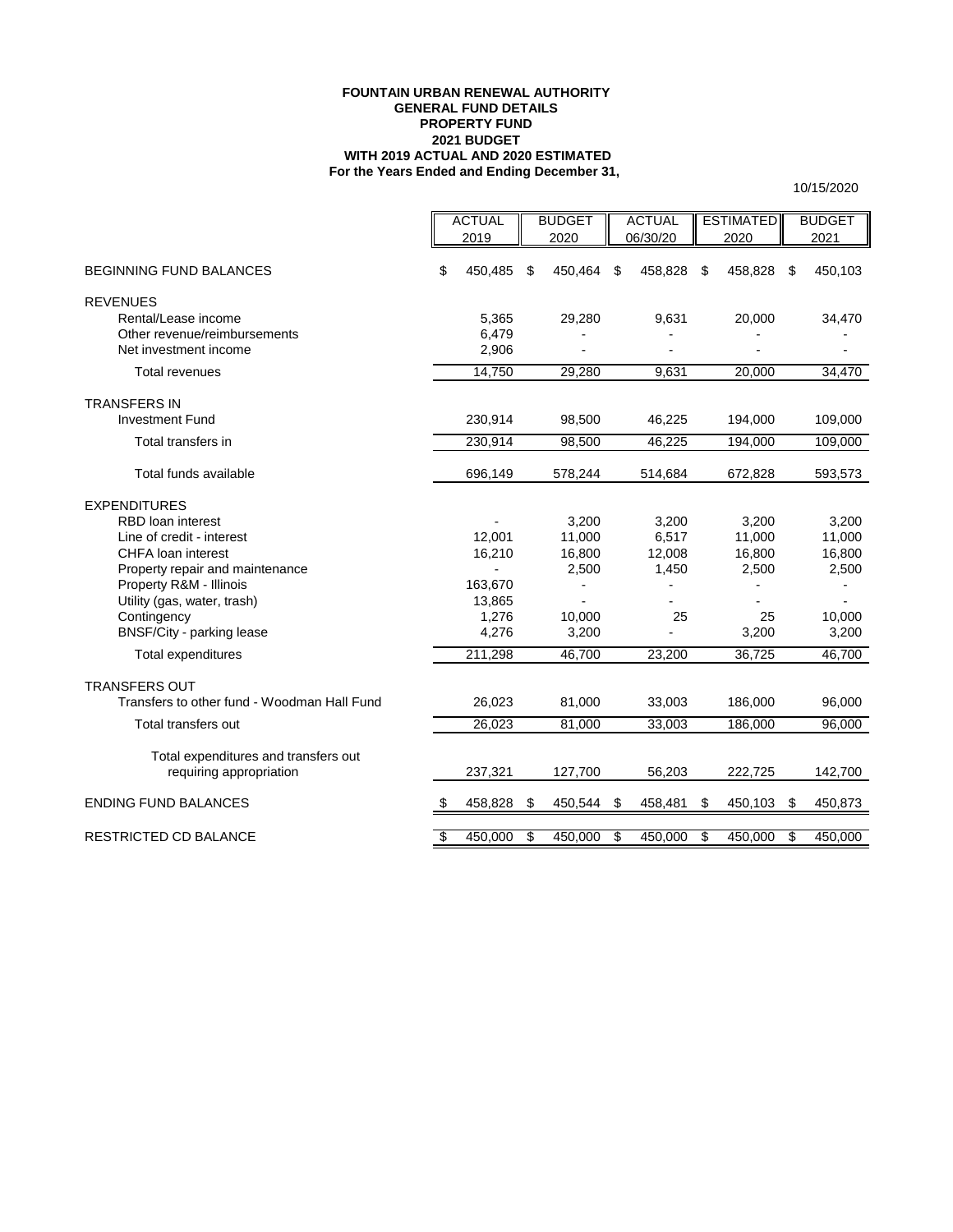**FOUNTAIN URBAN RENEWAL AUTHORITY**
**GENERAL FUND DETAILS**
**PROPERTY FUND**
**2021 BUDGET**
**WITH 2019 ACTUAL AND 2020 ESTIMATED**
**For the Years Ended and Ending December 31,**

10/15/2020

| | ACTUAL 2019 | BUDGET 2020 | ACTUAL 06/30/20 | ESTIMATED 2020 | BUDGET 2021 |
|---|---|---|---|---|---|
| BEGINNING FUND BALANCES | $ 450,485 | $ 450,464 | $ 458,828 | $ 458,828 | $ 450,103 |
| REVENUES | | | | | |
| Rental/Lease income | 5,365 | 29,280 | 9,631 | 20,000 | 34,470 |
| Other revenue/reimbursements | 6,479 | - | - | - | - |
| Net investment income | 2,906 | - | - | - | - |
| Total revenues | 14,750 | 29,280 | 9,631 | 20,000 | 34,470 |
| TRANSFERS IN | | | | | |
| Investment Fund | 230,914 | 98,500 | 46,225 | 194,000 | 109,000 |
| Total transfers in | 230,914 | 98,500 | 46,225 | 194,000 | 109,000 |
| Total funds available | 696,149 | 578,244 | 514,684 | 672,828 | 593,573 |
| EXPENDITURES | | | | | |
| RBD loan interest | - | 3,200 | 3,200 | 3,200 | 3,200 |
| Line of credit - interest | 12,001 | 11,000 | 6,517 | 11,000 | 11,000 |
| CHFA loan interest | 16,210 | 16,800 | 12,008 | 16,800 | 16,800 |
| Property repair and maintenance | - | 2,500 | 1,450 | 2,500 | 2,500 |
| Property R&M - Illinois | 163,670 | - | - | - | - |
| Utility (gas, water, trash) | 13,865 | - | - | - | - |
| Contingency | 1,276 | 10,000 | 25 | 25 | 10,000 |
| BNSF/City - parking lease | 4,276 | 3,200 | - | 3,200 | 3,200 |
| Total expenditures | 211,298 | 46,700 | 23,200 | 36,725 | 46,700 |
| TRANSFERS OUT | | | | | |
| Transfers to other fund - Woodman Hall Fund | 26,023 | 81,000 | 33,003 | 186,000 | 96,000 |
| Total transfers out | 26,023 | 81,000 | 33,003 | 186,000 | 96,000 |
| Total expenditures and transfers out requiring appropriation | 237,321 | 127,700 | 56,203 | 222,725 | 142,700 |
| ENDING FUND BALANCES | $ 458,828 | $ 450,544 | $ 458,481 | $ 450,103 | $ 450,873 |
| RESTRICTED CD BALANCE | $ 450,000 | $ 450,000 | $ 450,000 | $ 450,000 | $ 450,000 |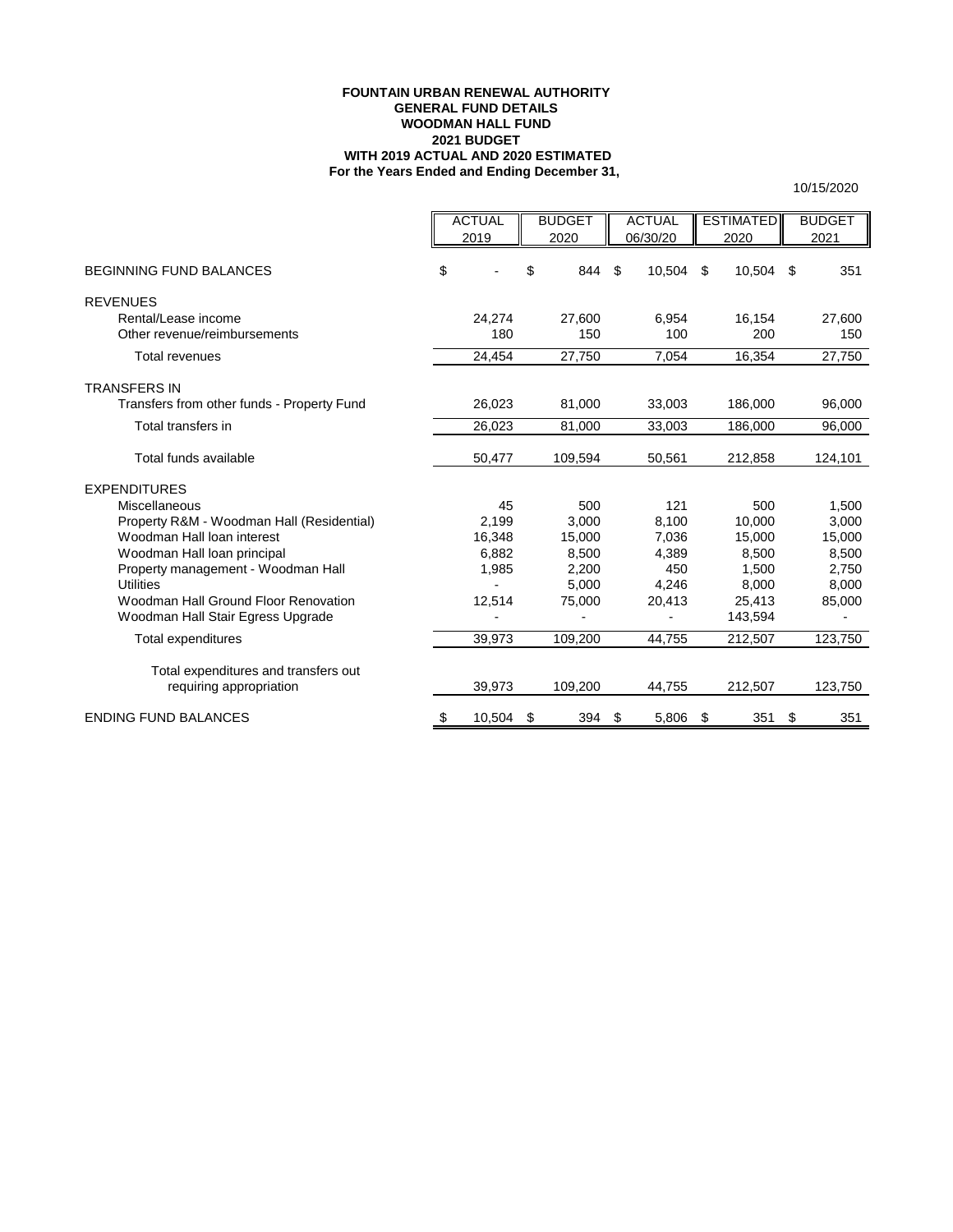**FOUNTAIN URBAN RENEWAL AUTHORITY**
**GENERAL FUND DETAILS**
**WOODMAN HALL FUND**
**2021 BUDGET**
**WITH 2019 ACTUAL AND 2020 ESTIMATED**
**For the Years Ended and Ending December 31,**

10/15/2020

| | ACTUAL 2019 | BUDGET 2020 | ACTUAL 06/30/20 | ESTIMATED 2020 | BUDGET 2021 |
|---|---|---|---|---|---|
| BEGINNING FUND BALANCES | $ - | $ 844 | $ 10,504 | $ 10,504 | $ 351 |
| REVENUES | | | | | |
| Rental/Lease income | 24,274 | 27,600 | 6,954 | 16,154 | 27,600 |
| Other revenue/reimbursements | 180 | 150 | 100 | 200 | 150 |
| Total revenues | 24,454 | 27,750 | 7,054 | 16,354 | 27,750 |
| TRANSFERS IN | | | | | |
| Transfers from other funds - Property Fund | 26,023 | 81,000 | 33,003 | 186,000 | 96,000 |
| Total transfers in | 26,023 | 81,000 | 33,003 | 186,000 | 96,000 |
| Total funds available | 50,477 | 109,594 | 50,561 | 212,858 | 124,101 |
| EXPENDITURES | | | | | |
| Miscellaneous | 45 | 500 | 121 | 500 | 1,500 |
| Property R&M - Woodman Hall (Residential) | 2,199 | 3,000 | 8,100 | 10,000 | 3,000 |
| Woodman Hall loan interest | 16,348 | 15,000 | 7,036 | 15,000 | 15,000 |
| Woodman Hall loan principal | 6,882 | 8,500 | 4,389 | 8,500 | 8,500 |
| Property management - Woodman Hall | 1,985 | 2,200 | 450 | 1,500 | 2,750 |
| Utilities | - | 5,000 | 4,246 | 8,000 | 8,000 |
| Woodman Hall Ground Floor Renovation | 12,514 | 75,000 | 20,413 | 25,413 | 85,000 |
| Woodman Hall Stair Egress Upgrade | - | - | - | 143,594 | - |
| Total expenditures | 39,973 | 109,200 | 44,755 | 212,507 | 123,750 |
| Total expenditures and transfers out requiring appropriation | 39,973 | 109,200 | 44,755 | 212,507 | 123,750 |
| ENDING FUND BALANCES | $ 10,504 | $ 394 | $ 5,806 | $ 351 | $ 351 |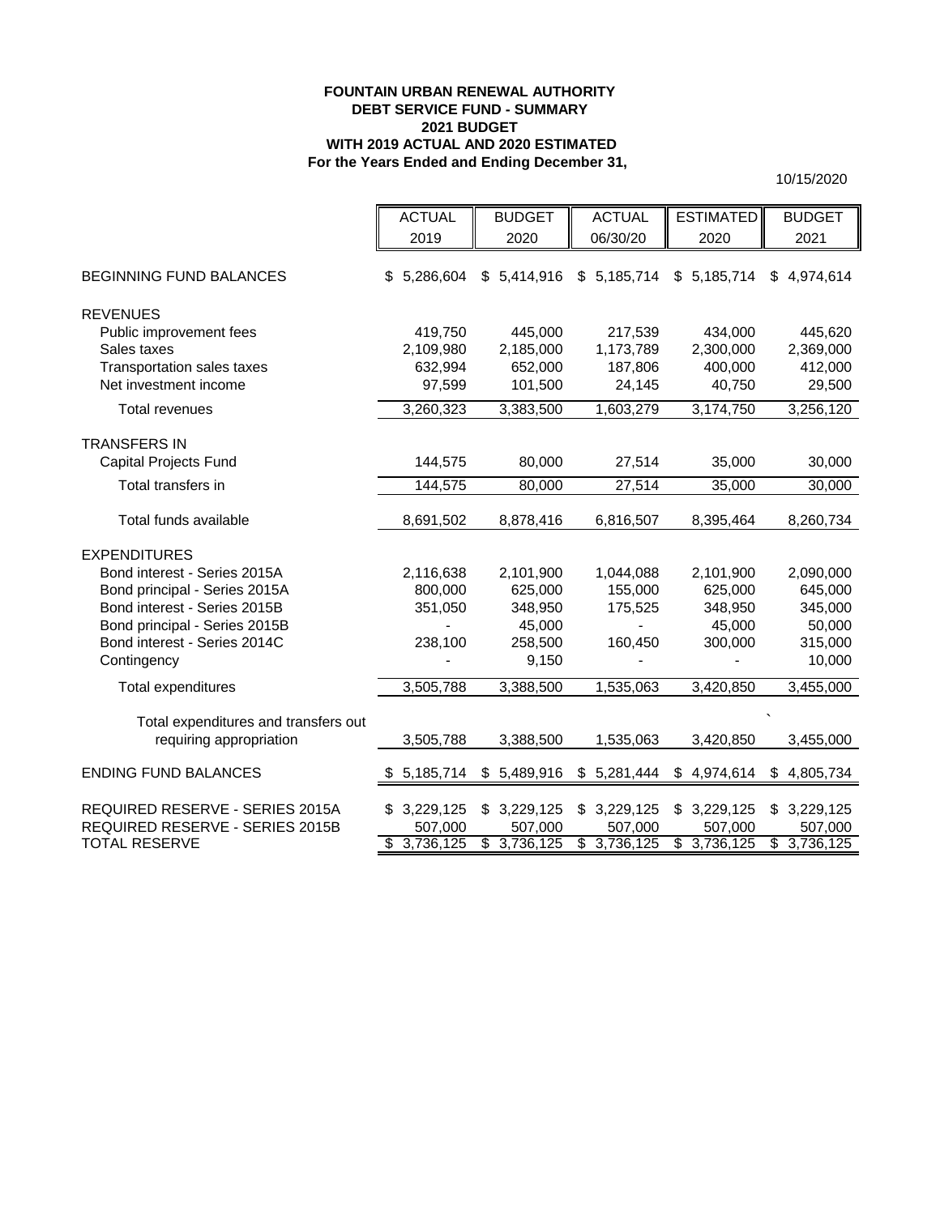**FOUNTAIN URBAN RENEWAL AUTHORITY**
**DEBT SERVICE FUND - SUMMARY**
**2021 BUDGET**
**WITH 2019 ACTUAL AND 2020 ESTIMATED**
**For the Years Ended and Ending December 31,**

10/15/2020

| | ACTUAL 2019 | BUDGET 2020 | ACTUAL 06/30/20 | ESTIMATED 2020 | BUDGET 2021 |
|---|---|---|---|---|---|
| BEGINNING FUND BALANCES | $ 5,286,604 | $ 5,414,916 | $ 5,185,714 | $ 5,185,714 | $ 4,974,614 |
| REVENUES | | | | | |
| Public improvement fees | 419,750 | 445,000 | 217,539 | 434,000 | 445,620 |
| Sales taxes | 2,109,980 | 2,185,000 | 1,173,789 | 2,300,000 | 2,369,000 |
| Transportation sales taxes | 632,994 | 652,000 | 187,806 | 400,000 | 412,000 |
| Net investment income | 97,599 | 101,500 | 24,145 | 40,750 | 29,500 |
| Total revenues | 3,260,323 | 3,383,500 | 1,603,279 | 3,174,750 | 3,256,120 |
| TRANSFERS IN | | | | | |
| Capital Projects Fund | 144,575 | 80,000 | 27,514 | 35,000 | 30,000 |
| Total transfers in | 144,575 | 80,000 | 27,514 | 35,000 | 30,000 |
| Total funds available | 8,691,502 | 8,878,416 | 6,816,507 | 8,395,464 | 8,260,734 |
| EXPENDITURES | | | | | |
| Bond interest - Series 2015A | 2,116,638 | 2,101,900 | 1,044,088 | 2,101,900 | 2,090,000 |
| Bond principal - Series 2015A | 800,000 | 625,000 | 155,000 | 625,000 | 645,000 |
| Bond interest - Series 2015B | 351,050 | 348,950 | 175,525 | 348,950 | 345,000 |
| Bond principal - Series 2015B | - | 45,000 | - | 45,000 | 50,000 |
| Bond interest - Series 2014C | 238,100 | 258,500 | 160,450 | 300,000 | 315,000 |
| Contingency | - | 9,150 | - | - | 10,000 |
| Total expenditures | 3,505,788 | 3,388,500 | 1,535,063 | 3,420,850 | 3,455,000 |
| Total expenditures and transfers out requiring appropriation | 3,505,788 | 3,388,500 | 1,535,063 | 3,420,850 | 3,455,000 |
| ENDING FUND BALANCES | $ 5,185,714 | $ 5,489,916 | $ 5,281,444 | $ 4,974,614 | $ 4,805,734 |
| REQUIRED RESERVE - SERIES 2015A | $ 3,229,125 | $ 3,229,125 | $ 3,229,125 | $ 3,229,125 | $ 3,229,125 |
| REQUIRED RESERVE - SERIES 2015B | 507,000 | 507,000 | 507,000 | 507,000 | 507,000 |
| TOTAL RESERVE | $ 3,736,125 | $ 3,736,125 | $ 3,736,125 | $ 3,736,125 | $ 3,736,125 |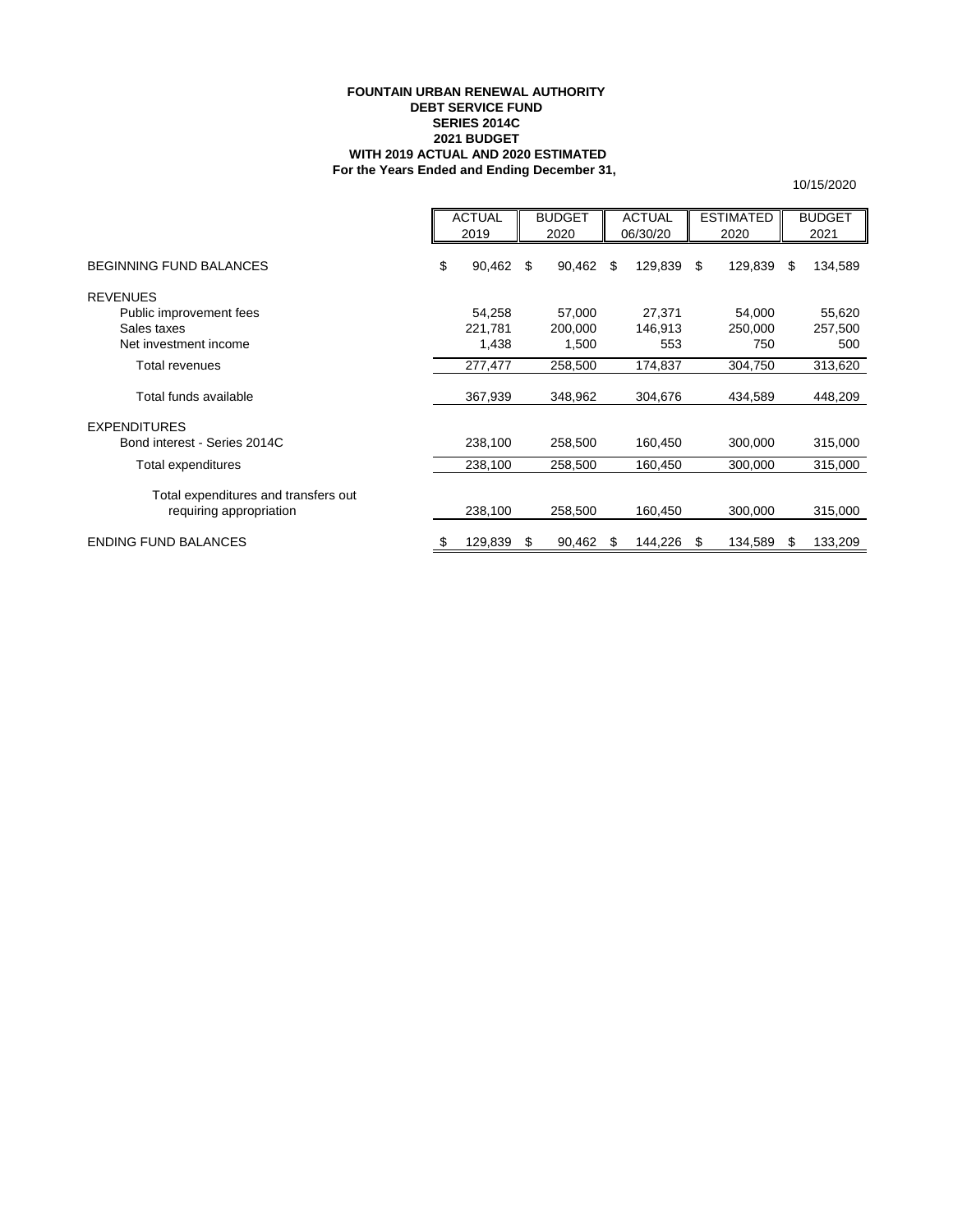**FOUNTAIN URBAN RENEWAL AUTHORITY**
**DEBT SERVICE FUND**
**SERIES 2014C**
**2021 BUDGET**
**WITH 2019 ACTUAL AND 2020 ESTIMATED**
**For the Years Ended and Ending December 31,**

10/15/2020

| | ACTUAL 2019 | BUDGET 2020 | ACTUAL 06/30/20 | ESTIMATED 2020 | BUDGET 2021 |
|---|---|---|---|---|---|
| BEGINNING FUND BALANCES | $ 90,462 | $ 90,462 | $ 129,839 | $ 129,839 | $ 134,589 |
| REVENUES | | | | | |
| Public improvement fees | 54,258 | 57,000 | 27,371 | 54,000 | 55,620 |
| Sales taxes | 221,781 | 200,000 | 146,913 | 250,000 | 257,500 |
| Net investment income | 1,438 | 1,500 | 553 | 750 | 500 |
| Total revenues | 277,477 | 258,500 | 174,837 | 304,750 | 313,620 |
| Total funds available | 367,939 | 348,962 | 304,676 | 434,589 | 448,209 |
| EXPENDITURES | | | | | |
| Bond interest - Series 2014C | 238,100 | 258,500 | 160,450 | 300,000 | 315,000 |
| Total expenditures | 238,100 | 258,500 | 160,450 | 300,000 | 315,000 |
| Total expenditures and transfers out requiring appropriation | 238,100 | 258,500 | 160,450 | 300,000 | 315,000 |
| ENDING FUND BALANCES | $ 129,839 | $ 90,462 | $ 144,226 | $ 134,589 | $ 133,209 |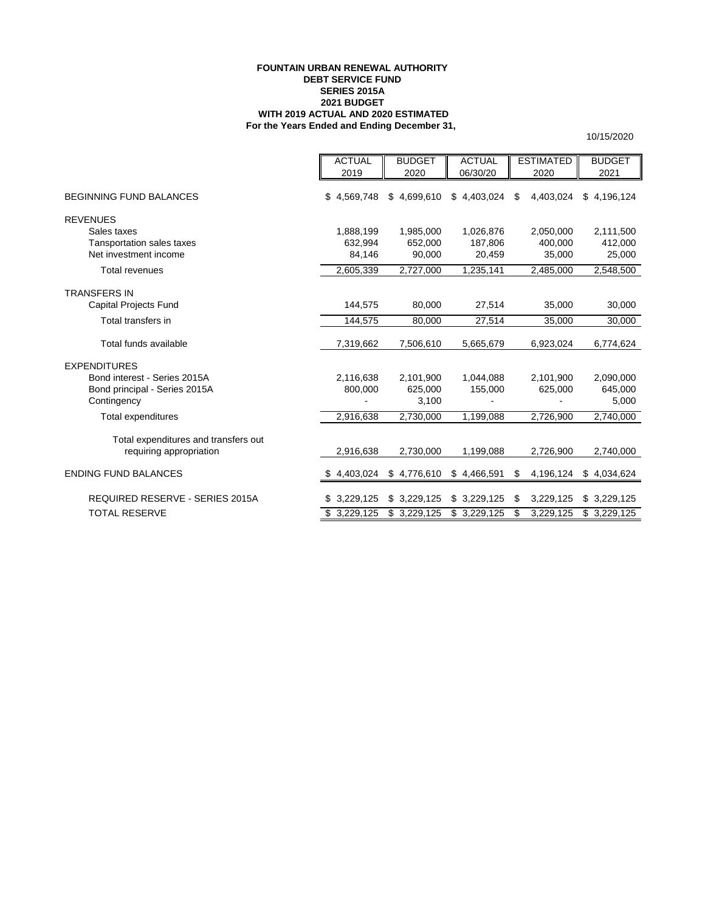**FOUNTAIN URBAN RENEWAL AUTHORITY**
**DEBT SERVICE FUND**
**SERIES 2015A**
**2021 BUDGET**
**WITH 2019 ACTUAL AND 2020 ESTIMATED**
**For the Years Ended and Ending December 31,**

10/15/2020

| | ACTUAL 2019 | BUDGET 2020 | ACTUAL 06/30/20 | ESTIMATED 2020 | BUDGET 2021 |
|---|---|---|---|---|---|
| BEGINNING FUND BALANCES | $ 4,569,748 | $ 4,699,610 | $ 4,403,024 | $ 4,403,024 | $ 4,196,124 |
| REVENUES | | | | | |
| Sales taxes | 1,888,199 | 1,985,000 | 1,026,876 | 2,050,000 | 2,111,500 |
| Tansportation sales taxes | 632,994 | 652,000 | 187,806 | 400,000 | 412,000 |
| Net investment income | 84,146 | 90,000 | 20,459 | 35,000 | 25,000 |
| Total revenues | 2,605,339 | 2,727,000 | 1,235,141 | 2,485,000 | 2,548,500 |
| TRANSFERS IN | | | | | |
| Capital Projects Fund | 144,575 | 80,000 | 27,514 | 35,000 | 30,000 |
| Total transfers in | 144,575 | 80,000 | 27,514 | 35,000 | 30,000 |
| Total funds available | 7,319,662 | 7,506,610 | 5,665,679 | 6,923,024 | 6,774,624 |
| EXPENDITURES | | | | | |
| Bond interest - Series 2015A | 2,116,638 | 2,101,900 | 1,044,088 | 2,101,900 | 2,090,000 |
| Bond principal - Series 2015A | 800,000 | 625,000 | 155,000 | 625,000 | 645,000 |
| Contingency | - | 3,100 | - | - | 5,000 |
| Total expenditures | 2,916,638 | 2,730,000 | 1,199,088 | 2,726,900 | 2,740,000 |
| Total expenditures and transfers out requiring appropriation | 2,916,638 | 2,730,000 | 1,199,088 | 2,726,900 | 2,740,000 |
| ENDING FUND BALANCES | $ 4,403,024 | $ 4,776,610 | $ 4,466,591 | $ 4,196,124 | $ 4,034,624 |
| REQUIRED RESERVE - SERIES 2015A | $ 3,229,125 | $ 3,229,125 | $ 3,229,125 | $ 3,229,125 | $ 3,229,125 |
| TOTAL RESERVE | $ 3,229,125 | $ 3,229,125 | $ 3,229,125 | $ 3,229,125 | $ 3,229,125 |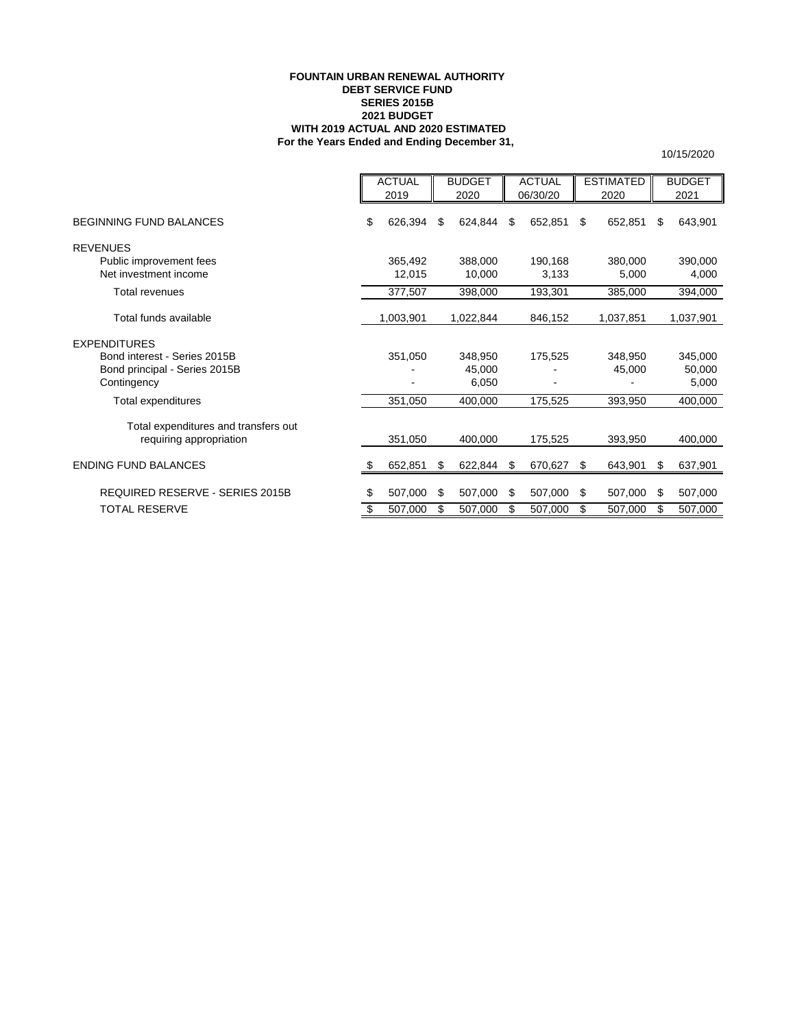**FOUNTAIN URBAN RENEWAL AUTHORITY**
**DEBT SERVICE FUND**
**SERIES 2015B**
**2021 BUDGET**
**WITH 2019 ACTUAL AND 2020 ESTIMATED**
**For the Years Ended and Ending December 31,**

10/15/2020

| | ACTUAL 2019 | BUDGET 2020 | ACTUAL 06/30/20 | ESTIMATED 2020 | BUDGET 2021 |
|---|---|---|---|---|---|
| BEGINNING FUND BALANCES | $ 626,394 | $ 624,844 | $ 652,851 | $ 652,851 | $ 643,901 |
| REVENUES | | | | | |
| Public improvement fees | 365,492 | 388,000 | 190,168 | 380,000 | 390,000 |
| Net investment income | 12,015 | 10,000 | 3,133 | 5,000 | 4,000 |
| Total revenues | 377,507 | 398,000 | 193,301 | 385,000 | 394,000 |
| Total funds available | 1,003,901 | 1,022,844 | 846,152 | 1,037,851 | 1,037,901 |
| EXPENDITURES | | | | | |
| Bond interest - Series 2015B | 351,050 | 348,950 | 175,525 | 348,950 | 345,000 |
| Bond principal - Series 2015B | - | 45,000 | - | 45,000 | 50,000 |
| Contingency | - | 6,050 | - | - | 5,000 |
| Total expenditures | 351,050 | 400,000 | 175,525 | 393,950 | 400,000 |
| Total expenditures and transfers out requiring appropriation | 351,050 | 400,000 | 175,525 | 393,950 | 400,000 |
| ENDING FUND BALANCES | $ 652,851 | $ 622,844 | $ 670,627 | $ 643,901 | $ 637,901 |
| REQUIRED RESERVE - SERIES 2015B | $ 507,000 | $ 507,000 | $ 507,000 | $ 507,000 | $ 507,000 |
| TOTAL RESERVE | $ 507,000 | $ 507,000 | $ 507,000 | $ 507,000 | $ 507,000 |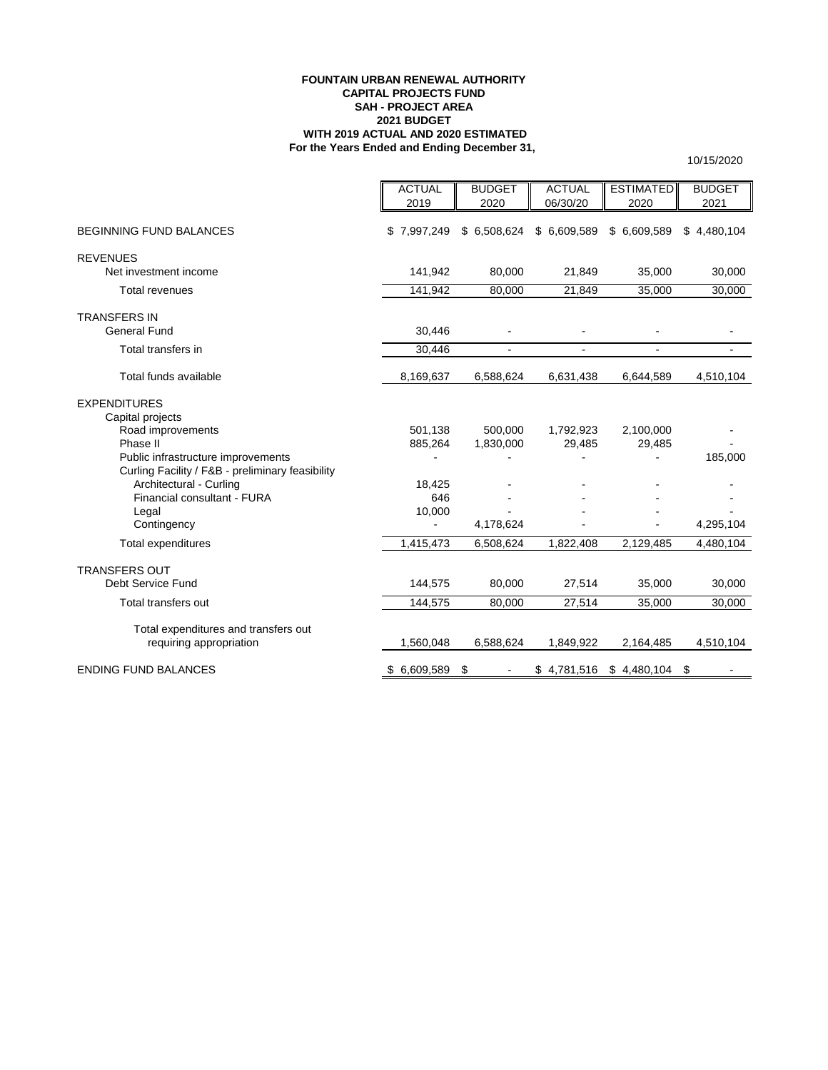**FOUNTAIN URBAN RENEWAL AUTHORITY**
**CAPITAL PROJECTS FUND**
**SAH - PROJECT AREA**
**2021 BUDGET**
**WITH 2019 ACTUAL AND 2020 ESTIMATED**
**For the Years Ended and Ending December 31,**

10/15/2020

| | ACTUAL 2019 | BUDGET 2020 | ACTUAL 06/30/20 | ESTIMATED 2020 | BUDGET 2021 |
|---|---|---|---|---|---|
| BEGINNING FUND BALANCES | $ 7,997,249 | $ 6,508,624 | $ 6,609,589 | $ 6,609,589 | $ 4,480,104 |
| REVENUES | | | | | |
| Net investment income | 141,942 | 80,000 | 21,849 | 35,000 | 30,000 |
| Total revenues | 141,942 | 80,000 | 21,849 | 35,000 | 30,000 |
| TRANSFERS IN | | | | | |
| General Fund | 30,446 | - | - | - | - |
| Total transfers in | 30,446 | - | - | - | - |
| Total funds available | 8,169,637 | 6,588,624 | 6,631,438 | 6,644,589 | 4,510,104 |
| EXPENDITURES | | | | | |
| Capital projects | | | | | |
| Road improvements | 501,138 | 500,000 | 1,792,923 | 2,100,000 | - |
| Phase II | 885,264 | 1,830,000 | 29,485 | 29,485 | - |
| Public infrastructure improvements | - | - | - | - | 185,000 |
| Curling Facility / F&B - preliminary feasibility | | | | | |
| Architectural - Curling | 18,425 | - | - | - | - |
| Financial consultant - FURA | 646 | - | - | - | - |
| Legal | 10,000 | - | - | - | - |
| Contingency | - | 4,178,624 | - | - | 4,295,104 |
| Total expenditures | 1,415,473 | 6,508,624 | 1,822,408 | 2,129,485 | 4,480,104 |
| TRANSFERS OUT | | | | | |
| Debt Service Fund | 144,575 | 80,000 | 27,514 | 35,000 | 30,000 |
| Total transfers out | 144,575 | 80,000 | 27,514 | 35,000 | 30,000 |
| Total expenditures and transfers out requiring appropriation | 1,560,048 | 6,588,624 | 1,849,922 | 2,164,485 | 4,510,104 |
| ENDING FUND BALANCES | $ 6,609,589 | $ - | $ 4,781,516 | $ 4,480,104 | $ - |